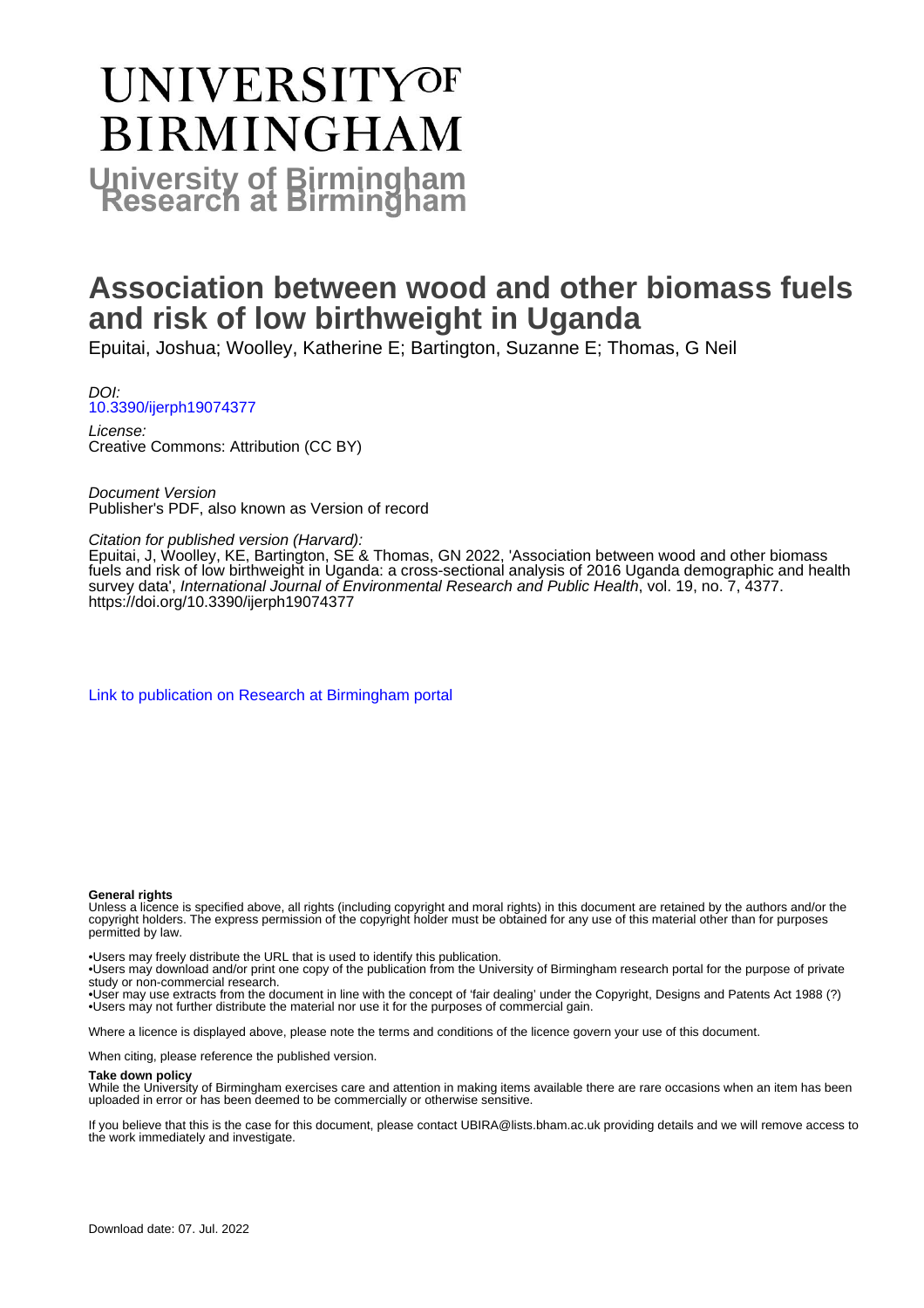# University of Birmingham Research at Birmingham

# Association between wood and other biomass fuels and risk of low birthweight in Uganda

Epuitai, Joshua; Woolley, Katherine E; Bartington, Suzanne E; Thomas, G Neil

*DOI:*
10.3390/ijerph19074377

*License:*
Creative Commons: Attribution (CC BY)

*Document Version*
Publisher's PDF, also known as Version of record

*Citation for published version (Harvard):*
Epuitai, J, Woolley, KE, Bartington, SE & Thomas, GN 2022, 'Association between wood and other biomass fuels and risk of low birthweight in Uganda: a cross-sectional analysis of 2016 Uganda demographic and health survey data', *International Journal of Environmental Research and Public Health*, vol. 19, no. 7, 4377. https://doi.org/10.3390/ijerph19074377

Link to publication on Research at Birmingham portal

**General rights**
Unless a licence is specified above, all rights (including copyright and moral rights) in this document are retained by the authors and/or the copyright holders. The express permission of the copyright holder must be obtained for any use of this material other than for purposes permitted by law.

•Users may freely distribute the URL that is used to identify this publication.
•Users may download and/or print one copy of the publication from the University of Birmingham research portal for the purpose of private study or non-commercial research.
•User may use extracts from the document in line with the concept of 'fair dealing' under the Copyright, Designs and Patents Act 1988 (?)
•Users may not further distribute the material nor use it for the purposes of commercial gain.

Where a licence is displayed above, please note the terms and conditions of the licence govern your use of this document.

When citing, please reference the published version.

**Take down policy**
While the University of Birmingham exercises care and attention in making items available there are rare occasions when an item has been uploaded in error or has been deemed to be commercially or otherwise sensitive.

If you believe that this is the case for this document, please contact UBIRA@lists.bham.ac.uk providing details and we will remove access to the work immediately and investigate.

Download date: 07. Jul. 2022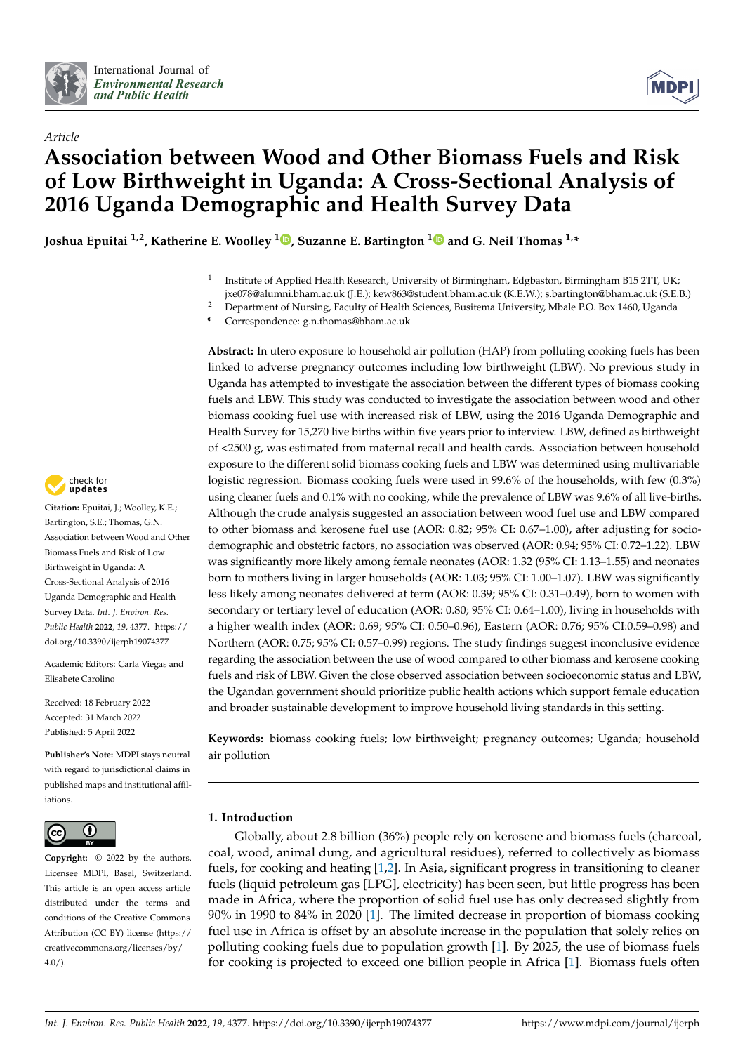Article

# Association between Wood and Other Biomass Fuels and Risk of Low Birthweight in Uganda: A Cross-Sectional Analysis of 2016 Uganda Demographic and Health Survey Data

**Joshua Epuitai [1,2], Katherine E. Woolley [1], Suzanne E. Bartington [1] and G. Neil Thomas [1,*]**

[1] Institute of Applied Health Research, University of Birmingham, Edgbaston, Birmingham B15 2TT, UK; jxe078@alumni.bham.ac.uk (J.E.); kew863@student.bham.ac.uk (K.E.W.); s.bartington@bham.ac.uk (S.E.B.)

[2] Department of Nursing, Faculty of Health Sciences, Busitema University, Mbale P.O. Box 1460, Uganda

* Correspondence: g.n.thomas@bham.ac.uk

**Abstract:** In utero exposure to household air pollution (HAP) from polluting cooking fuels has been linked to adverse pregnancy outcomes including low birthweight (LBW). No previous study in Uganda has attempted to investigate the association between the different types of biomass cooking fuels and LBW. This study was conducted to investigate the association between wood and other biomass cooking fuel use with increased risk of LBW, using the 2016 Uganda Demographic and Health Survey for 15,270 live births within five years prior to interview. LBW, defined as birthweight of <2500 g, was estimated from maternal recall and health cards. Association between household exposure to the different solid biomass cooking fuels and LBW was determined using multivariable logistic regression. Biomass cooking fuels were used in 99.6% of the households, with few (0.3%) using cleaner fuels and 0.1% with no cooking, while the prevalence of LBW was 9.6% of all live-births. Although the crude analysis suggested an association between wood fuel use and LBW compared to other biomass and kerosene fuel use (AOR: 0.82; 95% CI: 0.67–1.00), after adjusting for socio-demographic and obstetric factors, no association was observed (AOR: 0.94; 95% CI: 0.72–1.22). LBW was significantly more likely among female neonates (AOR: 1.32 (95% CI: 1.13–1.55) and neonates born to mothers living in larger households (AOR: 1.03; 95% CI: 1.00–1.07). LBW was significantly less likely among neonates delivered at term (AOR: 0.39; 95% CI: 0.31–0.49), born to women with secondary or tertiary level of education (AOR: 0.80; 95% CI: 0.64–1.00), living in households with a higher wealth index (AOR: 0.69; 95% CI: 0.50–0.96), Eastern (AOR: 0.76; 95% CI:0.59–0.98) and Northern (AOR: 0.75; 95% CI: 0.57–0.99) regions. The study findings suggest inconclusive evidence regarding the association between the use of wood compared to other biomass and kerosene cooking fuels and risk of LBW. Given the close observed association between socioeconomic status and LBW, the Ugandan government should prioritize public health actions which support female education and broader sustainable development to improve household living standards in this setting.

**Keywords:** biomass cooking fuels; low birthweight; pregnancy outcomes; Uganda; household air pollution

**Citation:** Epuitai, J.; Woolley, K.E.; Bartington, S.E.; Thomas, G.N. Association between Wood and Other Biomass Fuels and Risk of Low Birthweight in Uganda: A Cross-Sectional Analysis of 2016 Uganda Demographic and Health Survey Data. *Int. J. Environ. Res. Public Health* **2022**, *19*, 4377. https://doi.org/10.3390/ijerph19074377

Academic Editors: Carla Viegas and Elisabete Carolino

Received: 18 February 2022
Accepted: 31 March 2022
Published: 5 April 2022

**Publisher's Note:** MDPI stays neutral with regard to jurisdictional claims in published maps and institutional affiliations.

**Copyright:** © 2022 by the authors. Licensee MDPI, Basel, Switzerland. This article is an open access article distributed under the terms and conditions of the Creative Commons Attribution (CC BY) license (https://creativecommons.org/licenses/by/4.0/).

## 1. Introduction

Globally, about 2.8 billion (36%) people rely on kerosene and biomass fuels (charcoal, coal, wood, animal dung, and agricultural residues), referred to collectively as biomass fuels, for cooking and heating [1,2]. In Asia, significant progress in transitioning to cleaner fuels (liquid petroleum gas [LPG], electricity) has been seen, but little progress has been made in Africa, where the proportion of solid fuel use has only decreased slightly from 90% in 1990 to 84% in 2020 [1]. The limited decrease in proportion of biomass cooking fuel use in Africa is offset by an absolute increase in the population that solely relies on polluting cooking fuels due to population growth [1]. By 2025, the use of biomass fuels for cooking is projected to exceed one billion people in Africa [1]. Biomass fuels often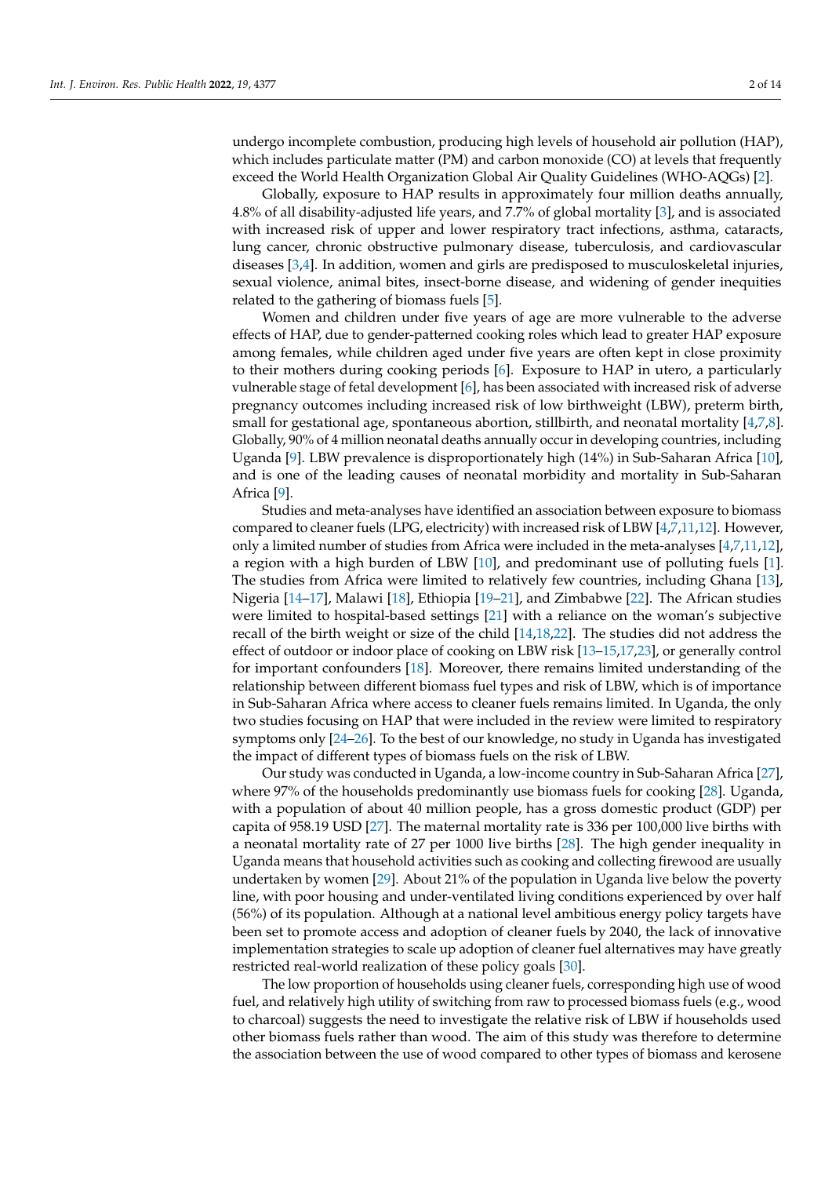undergo incomplete combustion, producing high levels of household air pollution (HAP), which includes particulate matter (PM) and carbon monoxide (CO) at levels that frequently exceed the World Health Organization Global Air Quality Guidelines (WHO-AQGs) [2].

Globally, exposure to HAP results in approximately four million deaths annually, 4.8% of all disability-adjusted life years, and 7.7% of global mortality [3], and is associated with increased risk of upper and lower respiratory tract infections, asthma, cataracts, lung cancer, chronic obstructive pulmonary disease, tuberculosis, and cardiovascular diseases [3,4]. In addition, women and girls are predisposed to musculoskeletal injuries, sexual violence, animal bites, insect-borne disease, and widening of gender inequities related to the gathering of biomass fuels [5].

Women and children under five years of age are more vulnerable to the adverse effects of HAP, due to gender-patterned cooking roles which lead to greater HAP exposure among females, while children aged under five years are often kept in close proximity to their mothers during cooking periods [6]. Exposure to HAP in utero, a particularly vulnerable stage of fetal development [6], has been associated with increased risk of adverse pregnancy outcomes including increased risk of low birthweight (LBW), preterm birth, small for gestational age, spontaneous abortion, stillbirth, and neonatal mortality [4,7,8]. Globally, 90% of 4 million neonatal deaths annually occur in developing countries, including Uganda [9]. LBW prevalence is disproportionately high (14%) in Sub-Saharan Africa [10], and is one of the leading causes of neonatal morbidity and mortality in Sub-Saharan Africa [9].

Studies and meta-analyses have identified an association between exposure to biomass compared to cleaner fuels (LPG, electricity) with increased risk of LBW [4,7,11,12]. However, only a limited number of studies from Africa were included in the meta-analyses [4,7,11,12], a region with a high burden of LBW [10], and predominant use of polluting fuels [1]. The studies from Africa were limited to relatively few countries, including Ghana [13], Nigeria [14–17], Malawi [18], Ethiopia [19–21], and Zimbabwe [22]. The African studies were limited to hospital-based settings [21] with a reliance on the woman's subjective recall of the birth weight or size of the child [14,18,22]. The studies did not address the effect of outdoor or indoor place of cooking on LBW risk [13–15,17,23], or generally control for important confounders [18]. Moreover, there remains limited understanding of the relationship between different biomass fuel types and risk of LBW, which is of importance in Sub-Saharan Africa where access to cleaner fuels remains limited. In Uganda, the only two studies focusing on HAP that were included in the review were limited to respiratory symptoms only [24–26]. To the best of our knowledge, no study in Uganda has investigated the impact of different types of biomass fuels on the risk of LBW.

Our study was conducted in Uganda, a low-income country in Sub-Saharan Africa [27], where 97% of the households predominantly use biomass fuels for cooking [28]. Uganda, with a population of about 40 million people, has a gross domestic product (GDP) per capita of 958.19 USD [27]. The maternal mortality rate is 336 per 100,000 live births with a neonatal mortality rate of 27 per 1000 live births [28]. The high gender inequality in Uganda means that household activities such as cooking and collecting firewood are usually undertaken by women [29]. About 21% of the population in Uganda live below the poverty line, with poor housing and under-ventilated living conditions experienced by over half (56%) of its population. Although at a national level ambitious energy policy targets have been set to promote access and adoption of cleaner fuels by 2040, the lack of innovative implementation strategies to scale up adoption of cleaner fuel alternatives may have greatly restricted real-world realization of these policy goals [30].

The low proportion of households using cleaner fuels, corresponding high use of wood fuel, and relatively high utility of switching from raw to processed biomass fuels (e.g., wood to charcoal) suggests the need to investigate the relative risk of LBW if households used other biomass fuels rather than wood. The aim of this study was therefore to determine the association between the use of wood compared to other types of biomass and kerosene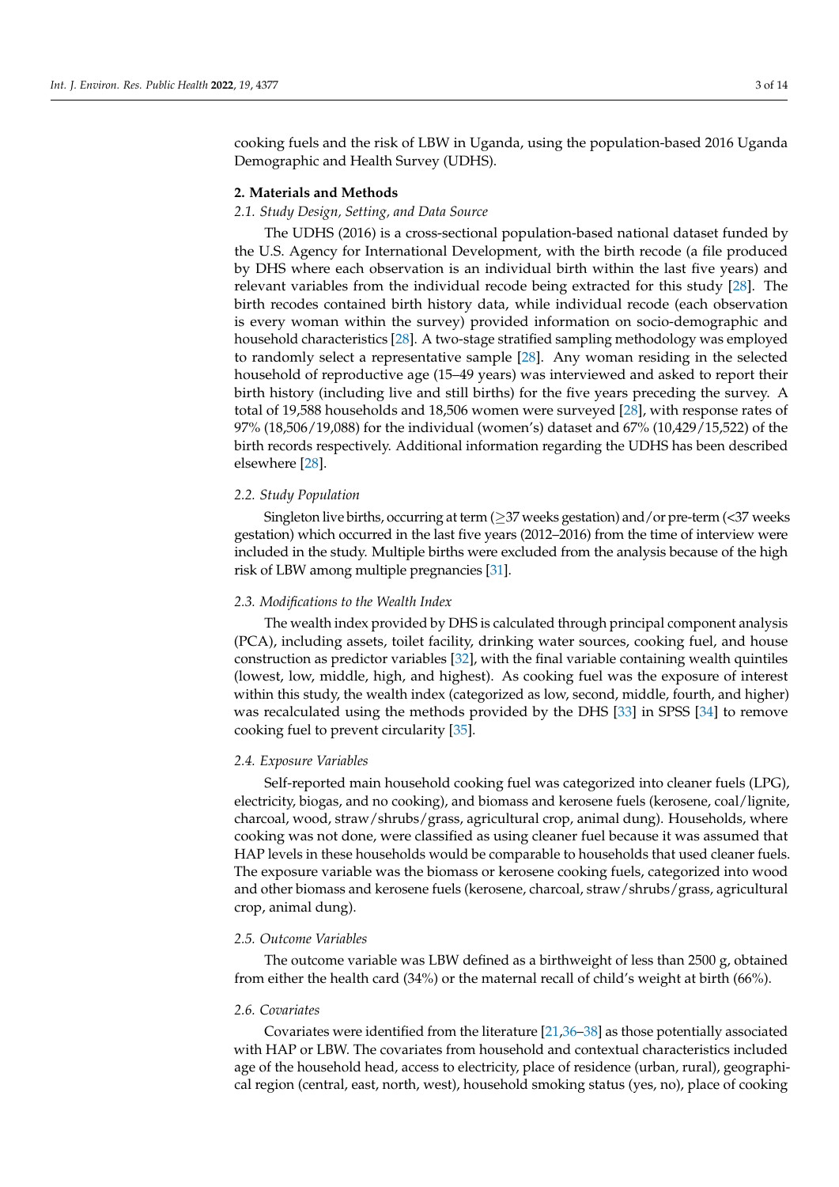cooking fuels and the risk of LBW in Uganda, using the population-based 2016 Uganda Demographic and Health Survey (UDHS).

## 2. Materials and Methods

### *2.1. Study Design, Setting, and Data Source*

The UDHS (2016) is a cross-sectional population-based national dataset funded by the U.S. Agency for International Development, with the birth recode (a file produced by DHS where each observation is an individual birth within the last five years) and relevant variables from the individual recode being extracted for this study [28]. The birth recodes contained birth history data, while individual recode (each observation is every woman within the survey) provided information on socio-demographic and household characteristics [28]. A two-stage stratified sampling methodology was employed to randomly select a representative sample [28]. Any woman residing in the selected household of reproductive age (15–49 years) was interviewed and asked to report their birth history (including live and still births) for the five years preceding the survey. A total of 19,588 households and 18,506 women were surveyed [28], with response rates of 97% (18,506/19,088) for the individual (women's) dataset and 67% (10,429/15,522) of the birth records respectively. Additional information regarding the UDHS has been described elsewhere [28].

### *2.2. Study Population*

Singleton live births, occurring at term ($\geq$37 weeks gestation) and/or pre-term (<37 weeks gestation) which occurred in the last five years (2012–2016) from the time of interview were included in the study. Multiple births were excluded from the analysis because of the high risk of LBW among multiple pregnancies [31].

### *2.3. Modifications to the Wealth Index*

The wealth index provided by DHS is calculated through principal component analysis (PCA), including assets, toilet facility, drinking water sources, cooking fuel, and house construction as predictor variables [32], with the final variable containing wealth quintiles (lowest, low, middle, high, and highest). As cooking fuel was the exposure of interest within this study, the wealth index (categorized as low, second, middle, fourth, and higher) was recalculated using the methods provided by the DHS [33] in SPSS [34] to remove cooking fuel to prevent circularity [35].

### *2.4. Exposure Variables*

Self-reported main household cooking fuel was categorized into cleaner fuels (LPG), electricity, biogas, and no cooking), and biomass and kerosene fuels (kerosene, coal/lignite, charcoal, wood, straw/shrubs/grass, agricultural crop, animal dung). Households, where cooking was not done, were classified as using cleaner fuel because it was assumed that HAP levels in these households would be comparable to households that used cleaner fuels. The exposure variable was the biomass or kerosene cooking fuels, categorized into wood and other biomass and kerosene fuels (kerosene, charcoal, straw/shrubs/grass, agricultural crop, animal dung).

### *2.5. Outcome Variables*

The outcome variable was LBW defined as a birthweight of less than 2500 g, obtained from either the health card (34%) or the maternal recall of child's weight at birth (66%).

### *2.6. Covariates*

Covariates were identified from the literature [21,36–38] as those potentially associated with HAP or LBW. The covariates from household and contextual characteristics included age of the household head, access to electricity, place of residence (urban, rural), geographical region (central, east, north, west), household smoking status (yes, no), place of cooking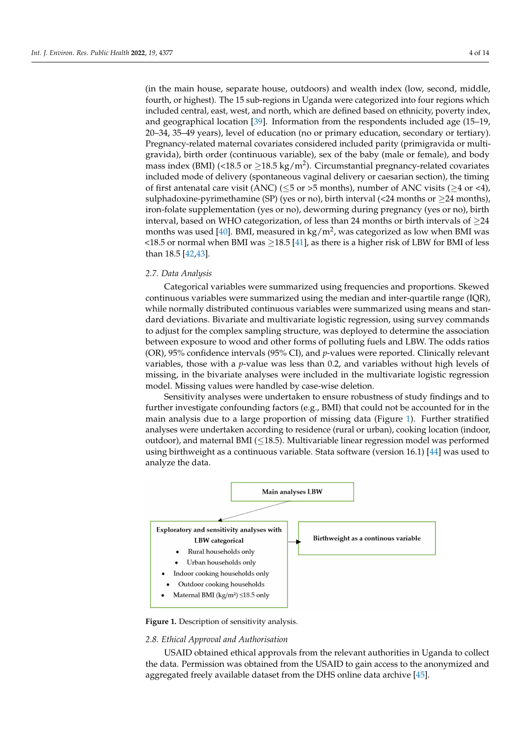(in the main house, separate house, outdoors) and wealth index (low, second, middle, fourth, or highest). The 15 sub-regions in Uganda were categorized into four regions which included central, east, west, and north, which are defined based on ethnicity, poverty index, and geographical location [39]. Information from the respondents included age (15–19, 20–34, 35–49 years), level of education (no or primary education, secondary or tertiary). Pregnancy-related maternal covariates considered included parity (primigravida or multigravida), birth order (continuous variable), sex of the baby (male or female), and body mass index (BMI) (<18.5 or ≥18.5 kg/m$^2$). Circumstantial pregnancy-related covariates included mode of delivery (spontaneous vaginal delivery or caesarian section), the timing of first antenatal care visit (ANC) (≤5 or >5 months), number of ANC visits (≥4 or <4), sulphadoxine-pyrimethamine (SP) (yes or no), birth interval (<24 months or ≥24 months), iron-folate supplementation (yes or no), deworming during pregnancy (yes or no), birth interval, based on WHO categorization, of less than 24 months or birth intervals of ≥24 months was used [40]. BMI, measured in kg/m$^2$, was categorized as low when BMI was <18.5 or normal when BMI was ≥18.5 [41], as there is a higher risk of LBW for BMI of less than 18.5 [42,43].

### 2.7. Data Analysis

Categorical variables were summarized using frequencies and proportions. Skewed continuous variables were summarized using the median and inter-quartile range (IQR), while normally distributed continuous variables were summarized using means and standard deviations. Bivariate and multivariate logistic regression, using survey commands to adjust for the complex sampling structure, was deployed to determine the association between exposure to wood and other forms of polluting fuels and LBW. The odds ratios (OR), 95% confidence intervals (95% CI), and *p*-values were reported. Clinically relevant variables, those with a *p*-value was less than 0.2, and variables without high levels of missing, in the bivariate analyses were included in the multivariate logistic regression model. Missing values were handled by case-wise deletion.

Sensitivity analyses were undertaken to ensure robustness of study findings and to further investigate confounding factors (e.g., BMI) that could not be accounted for in the main analysis due to a large proportion of missing data (Figure 1). Further stratified analyses were undertaken according to residence (rural or urban), cooking location (indoor, outdoor), and maternal BMI (≤18.5). Multivariable linear regression model was performed using birthweight as a continuous variable. Stata software (version 16.1) [44] was used to analyze the data.

**Main analyses LBW**

**Exploratory and sensitivity analyses with LBW categorical**
- Rural households only
- Urban households only
- Indoor cooking households only
- Outdoor cooking households
- Maternal BMI (kg/m$^2$) ≤18.5 only

**Birthweight as a continous variable**

**Figure 1.** Description of sensitivity analysis.

### 2.8. Ethical Approval and Authorisation

USAID obtained ethical approvals from the relevant authorities in Uganda to collect the data. Permission was obtained from the USAID to gain access to the anonymized and aggregated freely available dataset from the DHS online data archive [45].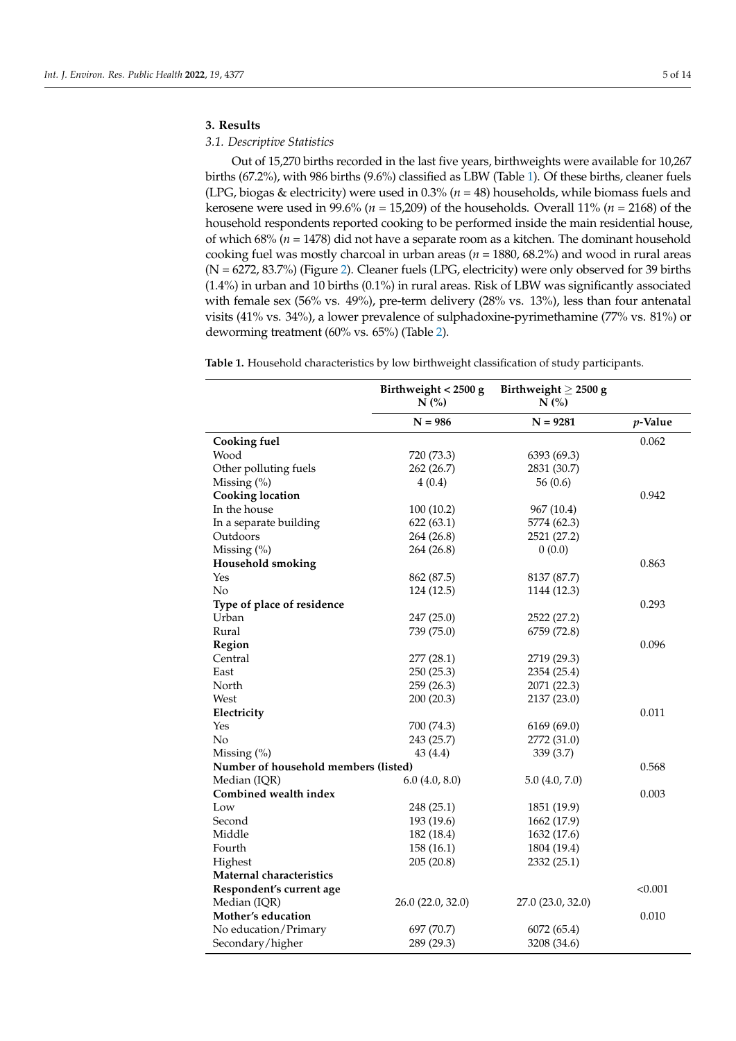## 3. Results

### 3.1. Descriptive Statistics

Out of 15,270 births recorded in the last five years, birthweights were available for 10,267 births (67.2%), with 986 births (9.6%) classified as LBW (Table 1). Of these births, cleaner fuels (LPG, biogas & electricity) were used in 0.3% ($n$ = 48) households, while biomass fuels and kerosene were used in 99.6% ($n$ = 15,209) of the households. Overall 11% ($n$ = 2168) of the household respondents reported cooking to be performed inside the main residential house, of which 68% ($n$ = 1478) did not have a separate room as a kitchen. The dominant household cooking fuel was mostly charcoal in urban areas ($n$ = 1880, 68.2%) and wood in rural areas (N = 6272, 83.7%) (Figure 2). Cleaner fuels (LPG, electricity) were only observed for 39 births (1.4%) in urban and 10 births (0.1%) in rural areas. Risk of LBW was significantly associated with female sex (56% vs. 49%), pre-term delivery (28% vs. 13%), less than four antenatal visits (41% vs. 34%), a lower prevalence of sulphadoxine-pyrimethamine (77% vs. 81%) or deworming treatment (60% vs. 65%) (Table 2).

**Table 1.** Household characteristics by low birthweight classification of study participants.

| | Birthweight < 2500 g N (%) | Birthweight ≥ 2500 g N (%) | |
|---|---|---|---|
| | N = 986 | N = 9281 | *p*-Value |
| **Cooking fuel** | | | 0.062 |
| Wood | 720 (73.3) | 6393 (69.3) | |
| Other polluting fuels | 262 (26.7) | 2831 (30.7) | |
| Missing (%) | 4 (0.4) | 56 (0.6) | |
| **Cooking location** | | | 0.942 |
| In the house | 100 (10.2) | 967 (10.4) | |
| In a separate building | 622 (63.1) | 5774 (62.3) | |
| Outdoors | 264 (26.8) | 2521 (27.2) | |
| Missing (%) | 264 (26.8) | 0 (0.0) | |
| **Household smoking** | | | 0.863 |
| Yes | 862 (87.5) | 8137 (87.7) | |
| No | 124 (12.5) | 1144 (12.3) | |
| **Type of place of residence** | | | 0.293 |
| Urban | 247 (25.0) | 2522 (27.2) | |
| Rural | 739 (75.0) | 6759 (72.8) | |
| **Region** | | | 0.096 |
| Central | 277 (28.1) | 2719 (29.3) | |
| East | 250 (25.3) | 2354 (25.4) | |
| North | 259 (26.3) | 2071 (22.3) | |
| West | 200 (20.3) | 2137 (23.0) | |
| **Electricity** | | | 0.011 |
| Yes | 700 (74.3) | 6169 (69.0) | |
| No | 243 (25.7) | 2772 (31.0) | |
| Missing (%) | 43 (4.4) | 339 (3.7) | |
| **Number of household members (listed)** | | | 0.568 |
| Median (IQR) | 6.0 (4.0, 8.0) | 5.0 (4.0, 7.0) | |
| **Combined wealth index** | | | 0.003 |
| Low | 248 (25.1) | 1851 (19.9) | |
| Second | 193 (19.6) | 1662 (17.9) | |
| Middle | 182 (18.4) | 1632 (17.6) | |
| Fourth | 158 (16.1) | 1804 (19.4) | |
| Highest | 205 (20.8) | 2332 (25.1) | |
| **Maternal characteristics** | | | |
| **Respondent's current age** | | | <0.001 |
| Median (IQR) | 26.0 (22.0, 32.0) | 27.0 (23.0, 32.0) | |
| **Mother's education** | | | 0.010 |
| No education/Primary | 697 (70.7) | 6072 (65.4) | |
| Secondary/higher | 289 (29.3) | 3208 (34.6) | |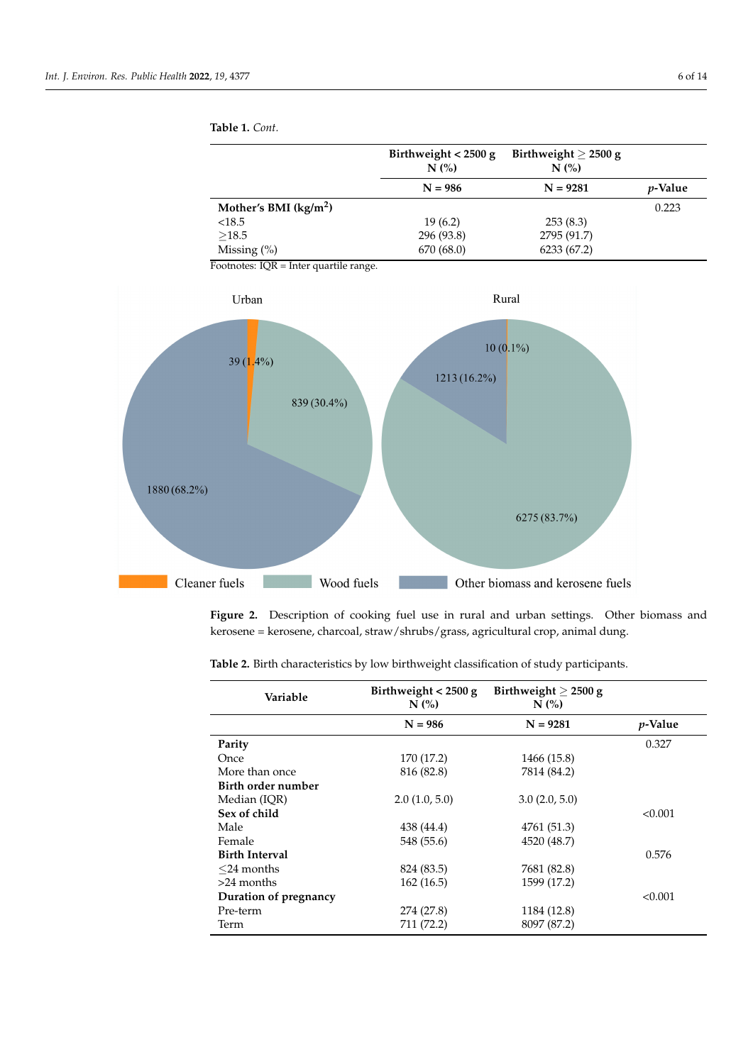**Table 1.** *Cont.*

| | Birthweight < 2500 g N (%) | Birthweight ≥ 2500 g N (%) | |
|---|---|---|---|
| | N = 986 | N = 9281 | *p*-Value |
| **Mother's BMI (kg/m$^2$)** | | | 0.223 |
| <18.5 | 19 (6.2) | 253 (8.3) | |
| ≥18.5 | 296 (93.8) | 2795 (91.7) | |
| Missing (%) | 670 (68.0) | 6233 (67.2) | |

Footnotes: IQR = Inter quartile range.

Urban

39 (1.4%)

839 (30.4%)

1880 (68.2%)

Rural

10 (0.1%)

1213 (16.2%)

6275 (83.7%)

Cleaner fuels

Wood fuels

Other biomass and kerosene fuels

**Figure 2.** Description of cooking fuel use in rural and urban settings. Other biomass and kerosene = kerosene, charcoal, straw/shrubs/grass, agricultural crop, animal dung.

**Table 2.** Birth characteristics by low birthweight classification of study participants.

| Variable | Birthweight < 2500 g N (%) | Birthweight ≥ 2500 g N (%) | |
|---|---|---|---|
| | N = 986 | N = 9281 | *p*-Value |
| **Parity** | | | 0.327 |
| Once | 170 (17.2) | 1466 (15.8) | |
| More than once | 816 (82.8) | 7814 (84.2) | |
| **Birth order number** | | | |
| Median (IQR) | 2.0 (1.0, 5.0) | 3.0 (2.0, 5.0) | |
| **Sex of child** | | | <0.001 |
| Male | 438 (44.4) | 4761 (51.3) | |
| Female | 548 (55.6) | 4520 (48.7) | |
| **Birth Interval** | | | 0.576 |
| ≤24 months | 824 (83.5) | 7681 (82.8) | |
| >24 months | 162 (16.5) | 1599 (17.2) | |
| **Duration of pregnancy** | | | <0.001 |
| Pre-term | 274 (27.8) | 1184 (12.8) | |
| Term | 711 (72.2) | 8097 (87.2) | |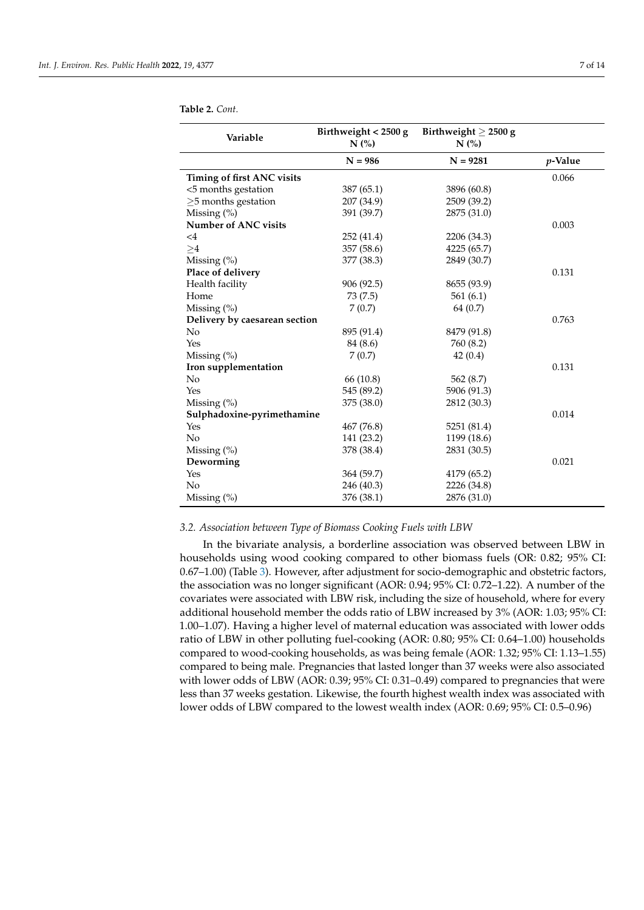**Table 2.** *Cont.*

| Variable | Birthweight < 2500 g N (%) | Birthweight ≥ 2500 g N (%) | |
|---|---|---|---|
| | N = 986 | N = 9281 | *p*-Value |
| **Timing of first ANC visits** | | | 0.066 |
| <5 months gestation | 387 (65.1) | 3896 (60.8) | |
| ≥5 months gestation | 207 (34.9) | 2509 (39.2) | |
| Missing (%) | 391 (39.7) | 2875 (31.0) | |
| **Number of ANC visits** | | | 0.003 |
| <4 | 252 (41.4) | 2206 (34.3) | |
| ≥4 | 357 (58.6) | 4225 (65.7) | |
| Missing (%) | 377 (38.3) | 2849 (30.7) | |
| **Place of delivery** | | | 0.131 |
| Health facility | 906 (92.5) | 8655 (93.9) | |
| Home | 73 (7.5) | 561 (6.1) | |
| Missing (%) | 7 (0.7) | 64 (0.7) | |
| **Delivery by caesarean section** | | | 0.763 |
| No | 895 (91.4) | 8479 (91.8) | |
| Yes | 84 (8.6) | 760 (8.2) | |
| Missing (%) | 7 (0.7) | 42 (0.4) | |
| **Iron supplementation** | | | 0.131 |
| No | 66 (10.8) | 562 (8.7) | |
| Yes | 545 (89.2) | 5906 (91.3) | |
| Missing (%) | 375 (38.0) | 2812 (30.3) | |
| **Sulphadoxine-pyrimethamine** | | | 0.014 |
| Yes | 467 (76.8) | 5251 (81.4) | |
| No | 141 (23.2) | 1199 (18.6) | |
| Missing (%) | 378 (38.4) | 2831 (30.5) | |
| **Deworming** | | | 0.021 |
| Yes | 364 (59.7) | 4179 (65.2) | |
| No | 246 (40.3) | 2226 (34.8) | |
| Missing (%) | 376 (38.1) | 2876 (31.0) | |

### *3.2. Association between Type of Biomass Cooking Fuels with LBW*

In the bivariate analysis, a borderline association was observed between LBW in households using wood cooking compared to other biomass fuels (OR: 0.82; 95% CI: 0.67–1.00) (Table 3). However, after adjustment for socio-demographic and obstetric factors, the association was no longer significant (AOR: 0.94; 95% CI: 0.72–1.22). A number of the covariates were associated with LBW risk, including the size of household, where for every additional household member the odds ratio of LBW increased by 3% (AOR: 1.03; 95% CI: 1.00–1.07). Having a higher level of maternal education was associated with lower odds ratio of LBW in other polluting fuel-cooking (AOR: 0.80; 95% CI: 0.64–1.00) households compared to wood-cooking households, as was being female (AOR: 1.32; 95% CI: 1.13–1.55) compared to being male. Pregnancies that lasted longer than 37 weeks were also associated with lower odds of LBW (AOR: 0.39; 95% CI: 0.31–0.49) compared to pregnancies that were less than 37 weeks gestation. Likewise, the fourth highest wealth index was associated with lower odds of LBW compared to the lowest wealth index (AOR: 0.69; 95% CI: 0.5–0.96)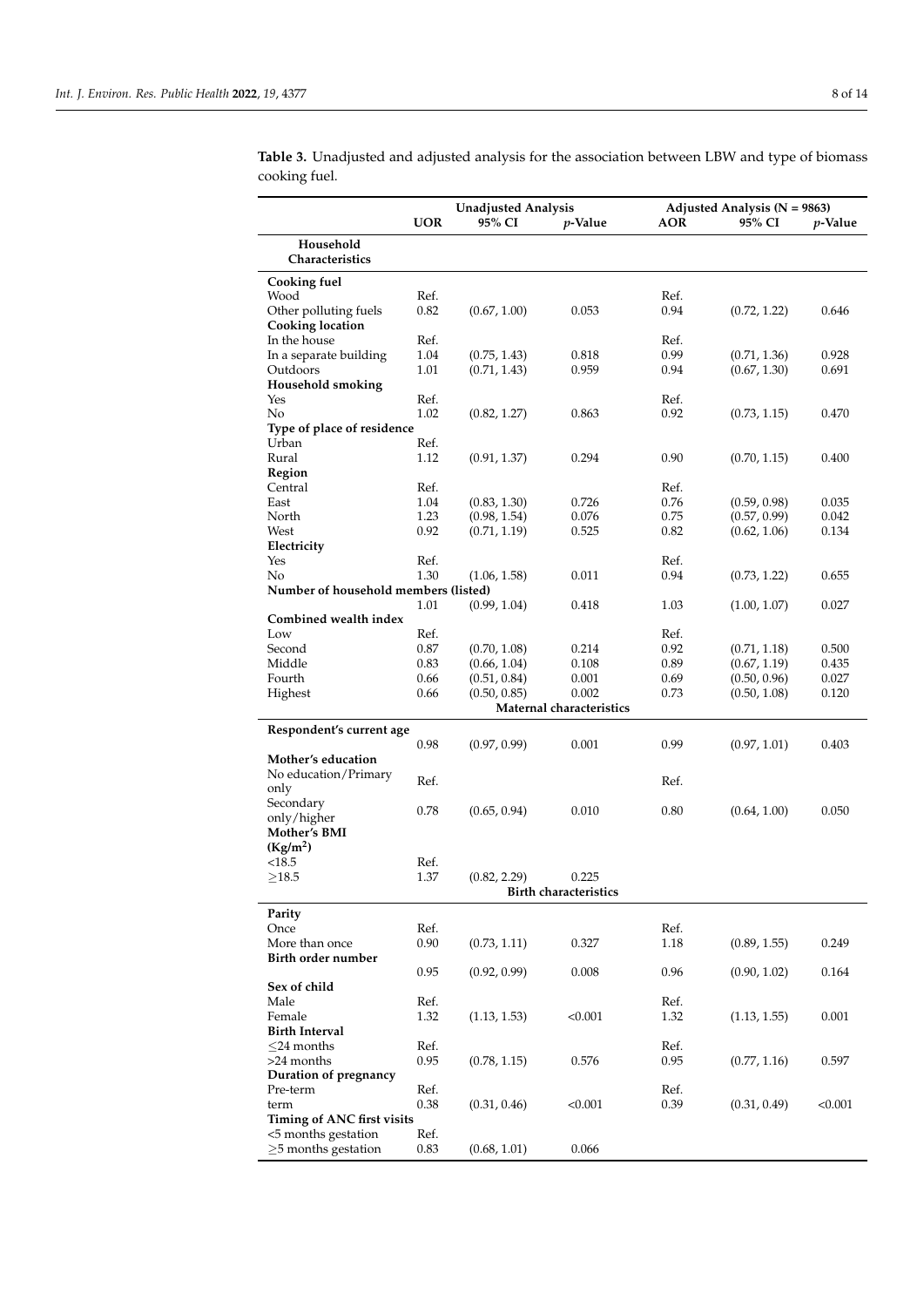**Table 3.** Unadjusted and adjusted analysis for the association between LBW and type of biomass cooking fuel.

| | Unadjusted Analysis | | | Adjusted Analysis (N = 9863) | | |
|---|---|---|---|---|---|---|
| | UOR | 95% CI | *p*-Value | AOR | 95% CI | *p*-Value |
| **Household Characteristics** | | | | | | |
| **Cooking fuel** | | | | | | |
| Wood | Ref. | | | Ref. | | |
| Other polluting fuels | 0.82 | (0.67, 1.00) | 0.053 | 0.94 | (0.72, 1.22) | 0.646 |
| **Cooking location** | | | | | | |
| In the house | Ref. | | | Ref. | | |
| In a separate building | 1.04 | (0.75, 1.43) | 0.818 | 0.99 | (0.71, 1.36) | 0.928 |
| Outdoors | 1.01 | (0.71, 1.43) | 0.959 | 0.94 | (0.67, 1.30) | 0.691 |
| **Household smoking** | | | | | | |
| Yes | Ref. | | | Ref. | | |
| No | 1.02 | (0.82, 1.27) | 0.863 | 0.92 | (0.73, 1.15) | 0.470 |
| **Type of place of residence** | | | | | | |
| Urban | Ref. | | | | | |
| Rural | 1.12 | (0.91, 1.37) | 0.294 | 0.90 | (0.70, 1.15) | 0.400 |
| **Region** | | | | | | |
| Central | Ref. | | | Ref. | | |
| East | 1.04 | (0.83, 1.30) | 0.726 | 0.76 | (0.59, 0.98) | 0.035 |
| North | 1.23 | (0.98, 1.54) | 0.076 | 0.75 | (0.57, 0.99) | 0.042 |
| West | 0.92 | (0.71, 1.19) | 0.525 | 0.82 | (0.62, 1.06) | 0.134 |
| **Electricity** | | | | | | |
| Yes | Ref. | | | Ref. | | |
| No | 1.30 | (1.06, 1.58) | 0.011 | 0.94 | (0.73, 1.22) | 0.655 |
| **Number of household members (listed)** | | | | | | |
| | 1.01 | (0.99, 1.04) | 0.418 | 1.03 | (1.00, 1.07) | 0.027 |
| **Combined wealth index** | | | | | | |
| Low | Ref. | | | Ref. | | |
| Second | 0.87 | (0.70, 1.08) | 0.214 | 0.92 | (0.71, 1.18) | 0.500 |
| Middle | 0.83 | (0.66, 1.04) | 0.108 | 0.89 | (0.67, 1.19) | 0.435 |
| Fourth | 0.66 | (0.51, 0.84) | 0.001 | 0.69 | (0.50, 0.96) | 0.027 |
| Highest | 0.66 | (0.50, 0.85) | 0.002 | 0.73 | (0.50, 1.08) | 0.120 |
| **Maternal characteristics** | | | | | | |
| **Respondent's current age** | | | | | | |
| | 0.98 | (0.97, 0.99) | 0.001 | 0.99 | (0.97, 1.01) | 0.403 |
| **Mother's education** | | | | | | |
| No education/Primary only | Ref. | | | Ref. | | |
| Secondary only/higher | 0.78 | (0.65, 0.94) | 0.010 | 0.80 | (0.64, 1.00) | 0.050 |
| **Mother's BMI ($Kg/m^2$)** | | | | | | |
| <18.5 | Ref. | | | | | |
| ≥18.5 | 1.37 | (0.82, 2.29) | 0.225 | | | |
| **Birth characteristics** | | | | | | |
| **Parity** | | | | | | |
| Once | Ref. | | | Ref. | | |
| More than once | 0.90 | (0.73, 1.11) | 0.327 | 1.18 | (0.89, 1.55) | 0.249 |
| **Birth order number** | | | | | | |
| | 0.95 | (0.92, 0.99) | 0.008 | 0.96 | (0.90, 1.02) | 0.164 |
| **Sex of child** | | | | | | |
| Male | Ref. | | | Ref. | | |
| Female | 1.32 | (1.13, 1.53) | <0.001 | 1.32 | (1.13, 1.55) | 0.001 |
| **Birth Interval** | | | | | | |
| ≤24 months | Ref. | | | Ref. | | |
| >24 months | 0.95 | (0.78, 1.15) | 0.576 | 0.95 | (0.77, 1.16) | 0.597 |
| **Duration of pregnancy** | | | | | | |
| Pre-term | Ref. | | | Ref. | | |
| term | 0.38 | (0.31, 0.46) | <0.001 | 0.39 | (0.31, 0.49) | <0.001 |
| **Timing of ANC first visits** | | | | | | |
| <5 months gestation | Ref. | | | | | |
| ≥5 months gestation | 0.83 | (0.68, 1.01) | 0.066 | | | |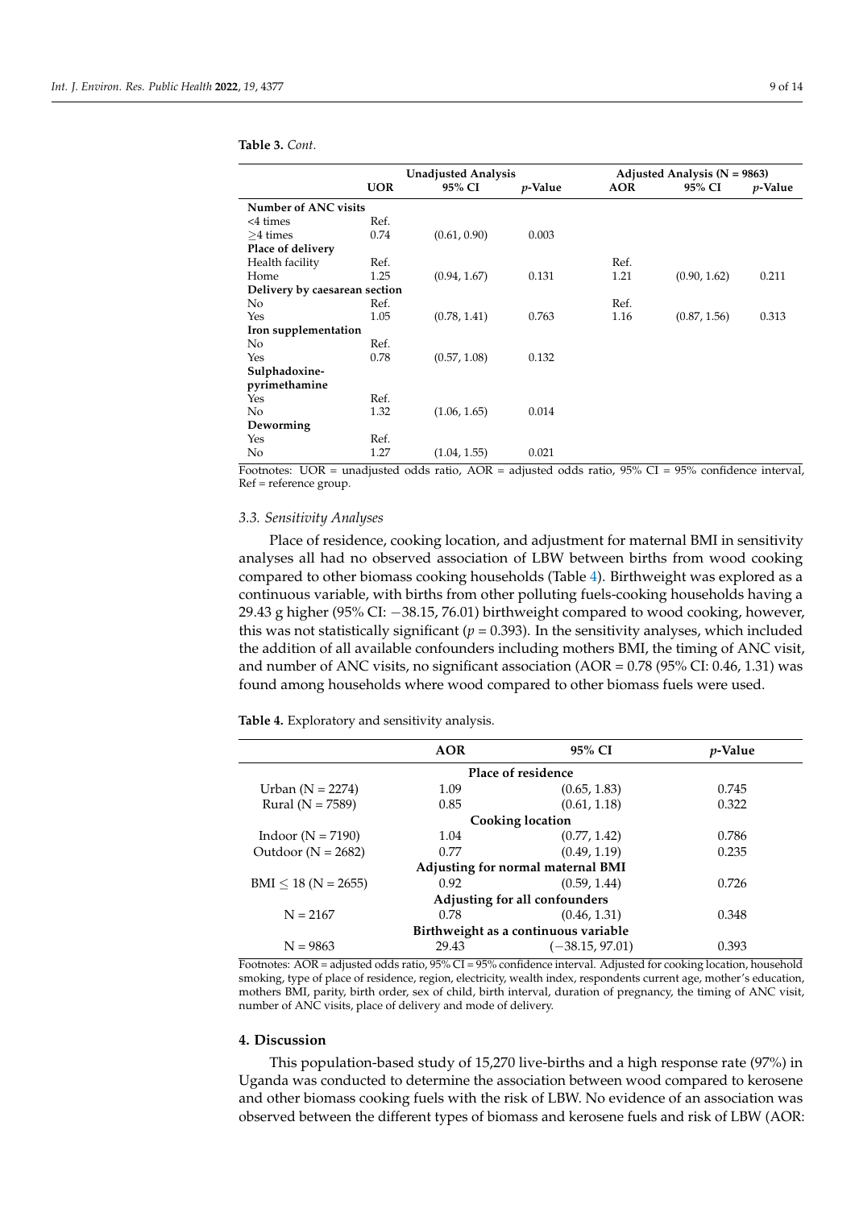**Table 3.** *Cont.*

| | Unadjusted Analysis | | | Adjusted Analysis (N = 9863) | | |
|---|---|---|---|---|---|---|
| | **UOR** | **95% CI** | ***p*-Value** | **AOR** | **95% CI** | ***p*-Value** |
| **Number of ANC visits** | | | | | | |
| <4 times | Ref. | | | | | |
| ≥4 times | 0.74 | (0.61, 0.90) | 0.003 | | | |
| **Place of delivery** | | | | | | |
| Health facility | Ref. | | | Ref. | | |
| Home | 1.25 | (0.94, 1.67) | 0.131 | 1.21 | (0.90, 1.62) | 0.211 |
| **Delivery by caesarean section** | | | | | | |
| No | Ref. | | | Ref. | | |
| Yes | 1.05 | (0.78, 1.41) | 0.763 | 1.16 | (0.87, 1.56) | 0.313 |
| **Iron supplementation** | | | | | | |
| No | Ref. | | | | | |
| Yes | 0.78 | (0.57, 1.08) | 0.132 | | | |
| **Sulphadoxine-pyrimethamine** | | | | | | |
| Yes | Ref. | | | | | |
| No | 1.32 | (1.06, 1.65) | 0.014 | | | |
| **Deworming** | | | | | | |
| Yes | Ref. | | | | | |
| No | 1.27 | (1.04, 1.55) | 0.021 | | | |

Footnotes: UOR = unadjusted odds ratio, AOR = adjusted odds ratio, 95% CI = 95% confidence interval, Ref = reference group.

### *3.3. Sensitivity Analyses*

Place of residence, cooking location, and adjustment for maternal BMI in sensitivity analyses all had no observed association of LBW between births from wood cooking compared to other biomass cooking households (Table 4). Birthweight was explored as a continuous variable, with births from other polluting fuels-cooking households having a 29.43 g higher (95% CI: −38.15, 76.01) birthweight compared to wood cooking, however, this was not statistically significant ($p = 0.393$). In the sensitivity analyses, which included the addition of all available confounders including mothers BMI, the timing of ANC visit, and number of ANC visits, no significant association (AOR = 0.78 (95% CI: 0.46, 1.31) was found among households where wood compared to other biomass fuels were used.

**Table 4.** Exploratory and sensitivity analysis.

| | AOR | 95% CI | *p*-Value |
|---|---|---|---|
| **Place of residence** | | | |
| Urban (N = 2274) | 1.09 | (0.65, 1.83) | 0.745 |
| Rural (N = 7589) | 0.85 | (0.61, 1.18) | 0.322 |
| **Cooking location** | | | |
| Indoor (N = 7190) | 1.04 | (0.77, 1.42) | 0.786 |
| Outdoor (N = 2682) | 0.77 | (0.49, 1.19) | 0.235 |
| **Adjusting for normal maternal BMI** | | | |
| BMI ≤ 18 (N = 2655) | 0.92 | (0.59, 1.44) | 0.726 |
| **Adjusting for all confounders** | | | |
| N = 2167 | 0.78 | (0.46, 1.31) | 0.348 |
| **Birthweight as a continuous variable** | | | |
| N = 9863 | 29.43 | (−38.15, 97.01) | 0.393 |

Footnotes: AOR = adjusted odds ratio, 95% CI = 95% confidence interval. Adjusted for cooking location, household smoking, type of place of residence, region, electricity, wealth index, respondents current age, mother's education, mothers BMI, parity, birth order, sex of child, birth interval, duration of pregnancy, the timing of ANC visit, number of ANC visits, place of delivery and mode of delivery.

## 4. Discussion

This population-based study of 15,270 live-births and a high response rate (97%) in Uganda was conducted to determine the association between wood compared to kerosene and other biomass cooking fuels with the risk of LBW. No evidence of an association was observed between the different types of biomass and kerosene fuels and risk of LBW (AOR: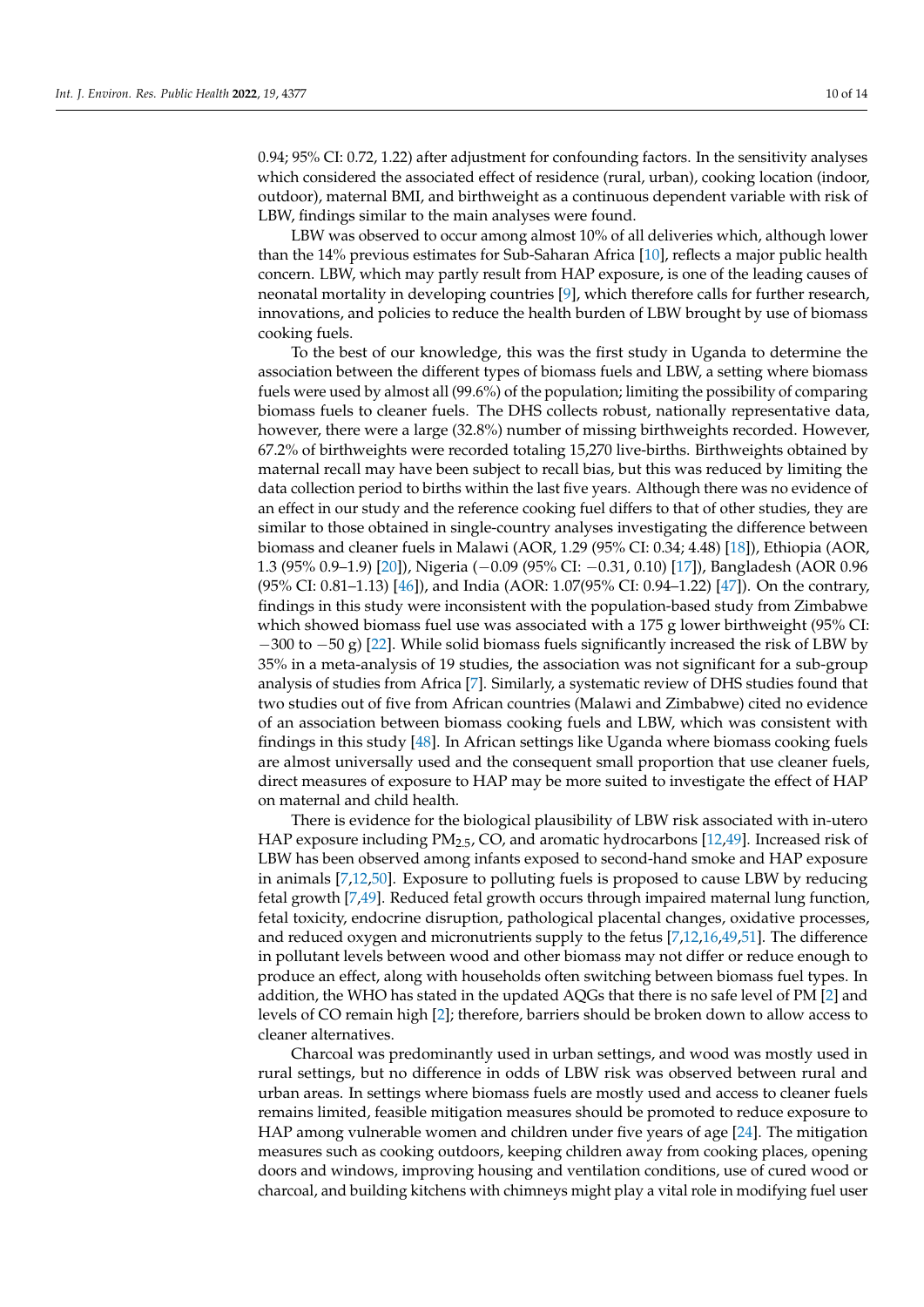0.94; 95% CI: 0.72, 1.22) after adjustment for confounding factors. In the sensitivity analyses which considered the associated effect of residence (rural, urban), cooking location (indoor, outdoor), maternal BMI, and birthweight as a continuous dependent variable with risk of LBW, findings similar to the main analyses were found.

LBW was observed to occur among almost 10% of all deliveries which, although lower than the 14% previous estimates for Sub-Saharan Africa [10], reflects a major public health concern. LBW, which may partly result from HAP exposure, is one of the leading causes of neonatal mortality in developing countries [9], which therefore calls for further research, innovations, and policies to reduce the health burden of LBW brought by use of biomass cooking fuels.

To the best of our knowledge, this was the first study in Uganda to determine the association between the different types of biomass fuels and LBW, a setting where biomass fuels were used by almost all (99.6%) of the population; limiting the possibility of comparing biomass fuels to cleaner fuels. The DHS collects robust, nationally representative data, however, there were a large (32.8%) number of missing birthweights recorded. However, 67.2% of birthweights were recorded totaling 15,270 live-births. Birthweights obtained by maternal recall may have been subject to recall bias, but this was reduced by limiting the data collection period to births within the last five years. Although there was no evidence of an effect in our study and the reference cooking fuel differs to that of other studies, they are similar to those obtained in single-country analyses investigating the difference between biomass and cleaner fuels in Malawi (AOR, 1.29 (95% CI: 0.34; 4.48) [18]), Ethiopia (AOR, 1.3 (95% 0.9–1.9) [20]), Nigeria (−0.09 (95% CI: −0.31, 0.10) [17]), Bangladesh (AOR 0.96 (95% CI: 0.81–1.13) [46]), and India (AOR: 1.07(95% CI: 0.94–1.22) [47]). On the contrary, findings in this study were inconsistent with the population-based study from Zimbabwe which showed biomass fuel use was associated with a 175 g lower birthweight (95% CI: −300 to −50 g) [22]. While solid biomass fuels significantly increased the risk of LBW by 35% in a meta-analysis of 19 studies, the association was not significant for a sub-group analysis of studies from Africa [7]. Similarly, a systematic review of DHS studies found that two studies out of five from African countries (Malawi and Zimbabwe) cited no evidence of an association between biomass cooking fuels and LBW, which was consistent with findings in this study [48]. In African settings like Uganda where biomass cooking fuels are almost universally used and the consequent small proportion that use cleaner fuels, direct measures of exposure to HAP may be more suited to investigate the effect of HAP on maternal and child health.

There is evidence for the biological plausibility of LBW risk associated with in-utero HAP exposure including $PM_{2.5}$, CO, and aromatic hydrocarbons [12,49]. Increased risk of LBW has been observed among infants exposed to second-hand smoke and HAP exposure in animals [7,12,50]. Exposure to polluting fuels is proposed to cause LBW by reducing fetal growth [7,49]. Reduced fetal growth occurs through impaired maternal lung function, fetal toxicity, endocrine disruption, pathological placental changes, oxidative processes, and reduced oxygen and micronutrients supply to the fetus [7,12,16,49,51]. The difference in pollutant levels between wood and other biomass may not differ or reduce enough to produce an effect, along with households often switching between biomass fuel types. In addition, the WHO has stated in the updated AQGs that there is no safe level of PM [2] and levels of CO remain high [2]; therefore, barriers should be broken down to allow access to cleaner alternatives.

Charcoal was predominantly used in urban settings, and wood was mostly used in rural settings, but no difference in odds of LBW risk was observed between rural and urban areas. In settings where biomass fuels are mostly used and access to cleaner fuels remains limited, feasible mitigation measures should be promoted to reduce exposure to HAP among vulnerable women and children under five years of age [24]. The mitigation measures such as cooking outdoors, keeping children away from cooking places, opening doors and windows, improving housing and ventilation conditions, use of cured wood or charcoal, and building kitchens with chimneys might play a vital role in modifying fuel user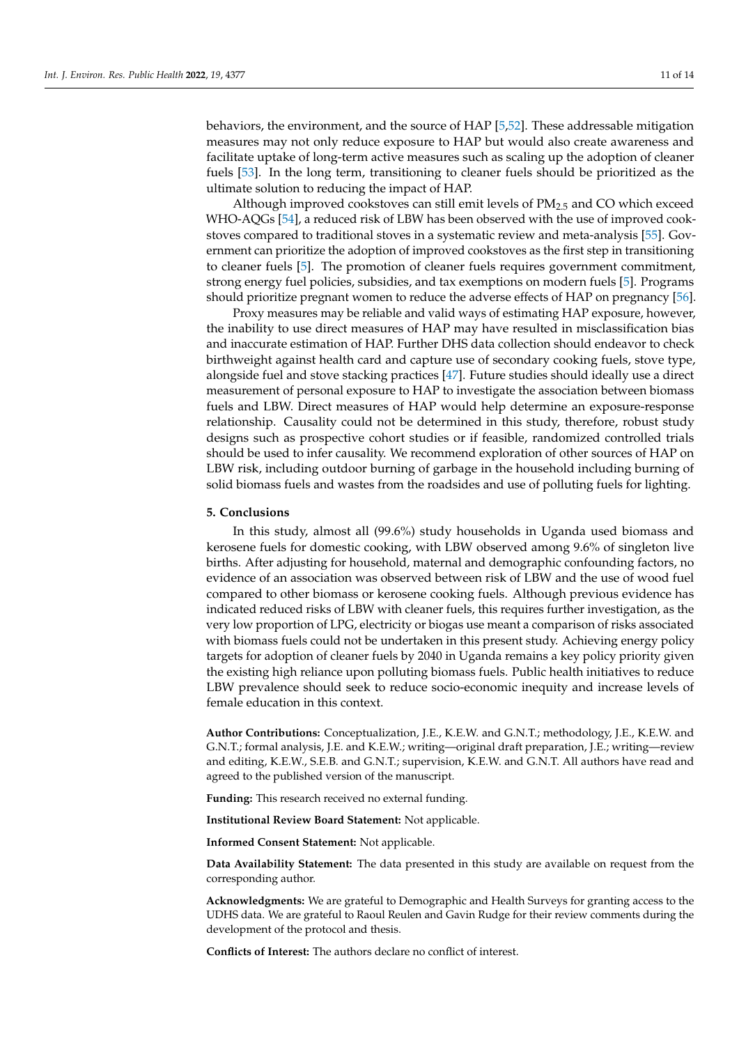behaviors, the environment, and the source of HAP [5,52]. These addressable mitigation measures may not only reduce exposure to HAP but would also create awareness and facilitate uptake of long-term active measures such as scaling up the adoption of cleaner fuels [53]. In the long term, transitioning to cleaner fuels should be prioritized as the ultimate solution to reducing the impact of HAP.

Although improved cookstoves can still emit levels of $PM_{2.5}$ and CO which exceed WHO-AQGs [54], a reduced risk of LBW has been observed with the use of improved cookstoves compared to traditional stoves in a systematic review and meta-analysis [55]. Government can prioritize the adoption of improved cookstoves as the first step in transitioning to cleaner fuels [5]. The promotion of cleaner fuels requires government commitment, strong energy fuel policies, subsidies, and tax exemptions on modern fuels [5]. Programs should prioritize pregnant women to reduce the adverse effects of HAP on pregnancy [56].

Proxy measures may be reliable and valid ways of estimating HAP exposure, however, the inability to use direct measures of HAP may have resulted in misclassification bias and inaccurate estimation of HAP. Further DHS data collection should endeavor to check birthweight against health card and capture use of secondary cooking fuels, stove type, alongside fuel and stove stacking practices [47]. Future studies should ideally use a direct measurement of personal exposure to HAP to investigate the association between biomass fuels and LBW. Direct measures of HAP would help determine an exposure-response relationship. Causality could not be determined in this study, therefore, robust study designs such as prospective cohort studies or if feasible, randomized controlled trials should be used to infer causality. We recommend exploration of other sources of HAP on LBW risk, including outdoor burning of garbage in the household including burning of solid biomass fuels and wastes from the roadsides and use of polluting fuels for lighting.

## 5. Conclusions

In this study, almost all (99.6%) study households in Uganda used biomass and kerosene fuels for domestic cooking, with LBW observed among 9.6% of singleton live births. After adjusting for household, maternal and demographic confounding factors, no evidence of an association was observed between risk of LBW and the use of wood fuel compared to other biomass or kerosene cooking fuels. Although previous evidence has indicated reduced risks of LBW with cleaner fuels, this requires further investigation, as the very low proportion of LPG, electricity or biogas use meant a comparison of risks associated with biomass fuels could not be undertaken in this present study. Achieving energy policy targets for adoption of cleaner fuels by 2040 in Uganda remains a key policy priority given the existing high reliance upon polluting biomass fuels. Public health initiatives to reduce LBW prevalence should seek to reduce socio-economic inequity and increase levels of female education in this context.

**Author Contributions:** Conceptualization, J.E., K.E.W. and G.N.T.; methodology, J.E., K.E.W. and G.N.T.; formal analysis, J.E. and K.E.W.; writing—original draft preparation, J.E.; writing—review and editing, K.E.W., S.E.B. and G.N.T.; supervision, K.E.W. and G.N.T. All authors have read and agreed to the published version of the manuscript.

**Funding:** This research received no external funding.

**Institutional Review Board Statement:** Not applicable.

**Informed Consent Statement:** Not applicable.

**Data Availability Statement:** The data presented in this study are available on request from the corresponding author.

**Acknowledgments:** We are grateful to Demographic and Health Surveys for granting access to the UDHS data. We are grateful to Raoul Reulen and Gavin Rudge for their review comments during the development of the protocol and thesis.

**Conflicts of Interest:** The authors declare no conflict of interest.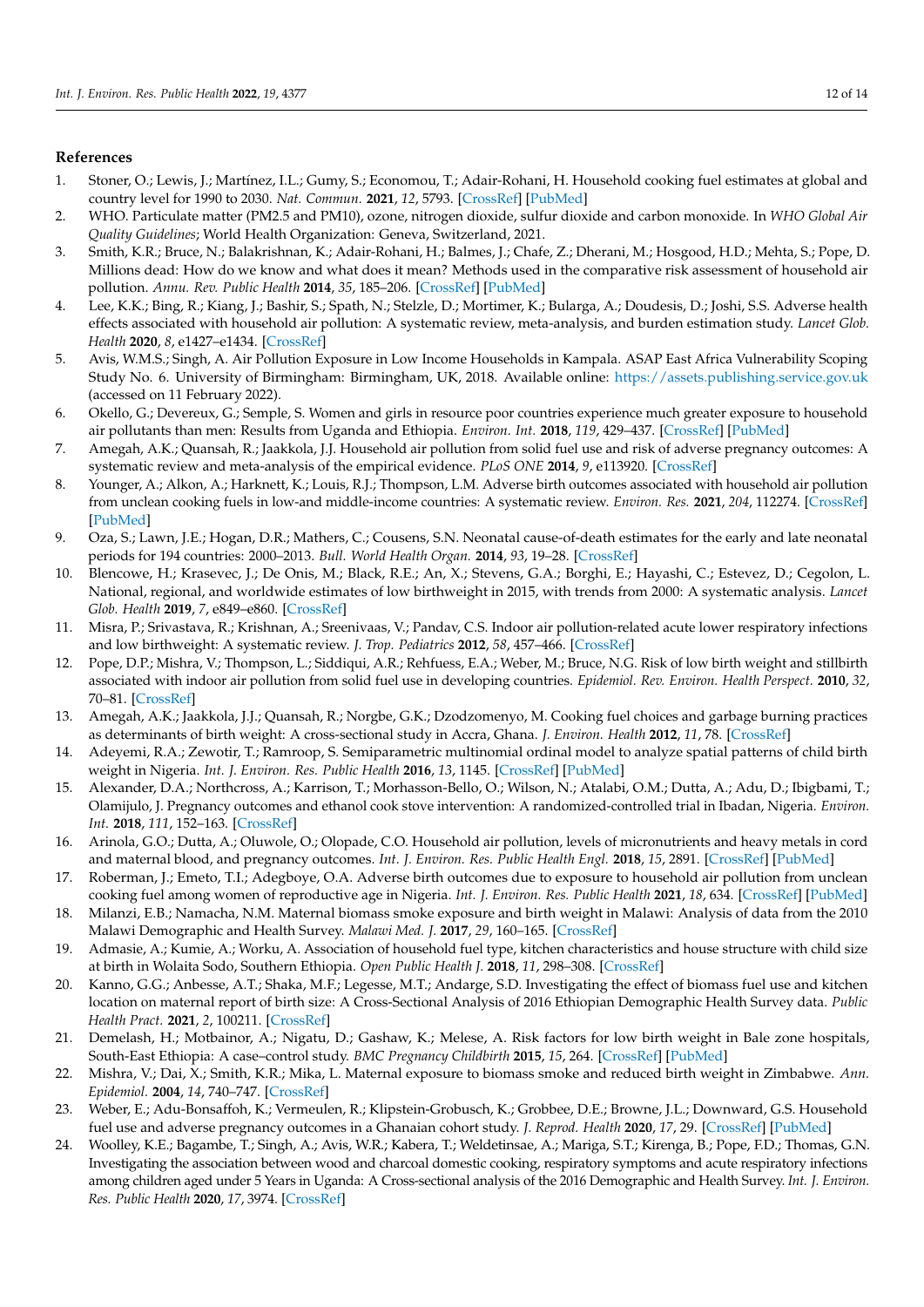## References

1. Stoner, O.; Lewis, J.; Martínez, I.L.; Gumy, S.; Economou, T.; Adair-Rohani, H. Household cooking fuel estimates at global and country level for 1990 to 2030. *Nat. Commun.* **2021**, *12*, 5793. [CrossRef] [PubMed]
2. WHO. Particulate matter (PM2.5 and PM10), ozone, nitrogen dioxide, sulfur dioxide and carbon monoxide. In *WHO Global Air Quality Guidelines*; World Health Organization: Geneva, Switzerland, 2021.
3. Smith, K.R.; Bruce, N.; Balakrishnan, K.; Adair-Rohani, H.; Balmes, J.; Chafe, Z.; Dherani, M.; Hosgood, H.D.; Mehta, S.; Pope, D. Millions dead: How do we know and what does it mean? Methods used in the comparative risk assessment of household air pollution. *Annu. Rev. Public Health* **2014**, *35*, 185–206. [CrossRef] [PubMed]
4. Lee, K.K.; Bing, R.; Kiang, J.; Bashir, S.; Spath, N.; Stelzle, D.; Mortimer, K.; Bularga, A.; Doudesis, D.; Joshi, S.S. Adverse health effects associated with household air pollution: A systematic review, meta-analysis, and burden estimation study. *Lancet Glob. Health* **2020**, *8*, e1427–e1434. [CrossRef]
5. Avis, W.M.S.; Singh, A. Air Pollution Exposure in Low Income Households in Kampala. ASAP East Africa Vulnerability Scoping Study No. 6. University of Birmingham: Birmingham, UK, 2018. Available online: https://assets.publishing.service.gov.uk (accessed on 11 February 2022).
6. Okello, G.; Devereux, G.; Semple, S. Women and girls in resource poor countries experience much greater exposure to household air pollutants than men: Results from Uganda and Ethiopia. *Environ. Int.* **2018**, *119*, 429–437. [CrossRef] [PubMed]
7. Amegah, A.K.; Quansah, R.; Jaakkola, J.J. Household air pollution from solid fuel use and risk of adverse pregnancy outcomes: A systematic review and meta-analysis of the empirical evidence. *PLoS ONE* **2014**, *9*, e113920. [CrossRef]
8. Younger, A.; Alkon, A.; Harknett, K.; Louis, R.J.; Thompson, L.M. Adverse birth outcomes associated with household air pollution from unclean cooking fuels in low-and middle-income countries: A systematic review. *Environ. Res.* **2021**, *204*, 112274. [CrossRef] [PubMed]
9. Oza, S.; Lawn, J.E.; Hogan, D.R.; Mathers, C.; Cousens, S.N. Neonatal cause-of-death estimates for the early and late neonatal periods for 194 countries: 2000–2013. *Bull. World Health Organ.* **2014**, *93*, 19–28. [CrossRef]
10. Blencowe, H.; Krasevec, J.; De Onis, M.; Black, R.E.; An, X.; Stevens, G.A.; Borghi, E.; Hayashi, C.; Estevez, D.; Cegolon, L. National, regional, and worldwide estimates of low birthweight in 2015, with trends from 2000: A systematic analysis. *Lancet Glob. Health* **2019**, *7*, e849–e860. [CrossRef]
11. Misra, P.; Srivastava, R.; Krishnan, A.; Sreenivaas, V.; Pandav, C.S. Indoor air pollution-related acute lower respiratory infections and low birthweight: A systematic review. *J. Trop. Pediatrics* **2012**, *58*, 457–466. [CrossRef]
12. Pope, D.P.; Mishra, V.; Thompson, L.; Siddiqui, A.R.; Rehfuess, E.A.; Weber, M.; Bruce, N.G. Risk of low birth weight and stillbirth associated with indoor air pollution from solid fuel use in developing countries. *Epidemiol. Rev. Environ. Health Perspect.* **2010**, *32*, 70–81. [CrossRef]
13. Amegah, A.K.; Jaakkola, J.J.; Quansah, R.; Norgbe, G.K.; Dzodzomenyo, M. Cooking fuel choices and garbage burning practices as determinants of birth weight: A cross-sectional study in Accra, Ghana. *J. Environ. Health* **2012**, *11*, 78. [CrossRef]
14. Adeyemi, R.A.; Zewotir, T.; Ramroop, S. Semiparametric multinomial ordinal model to analyze spatial patterns of child birth weight in Nigeria. *Int. J. Environ. Res. Public Health* **2016**, *13*, 1145. [CrossRef] [PubMed]
15. Alexander, D.A.; Northcross, A.; Karrison, T.; Morhasson-Bello, O.; Wilson, N.; Atalabi, O.M.; Dutta, A.; Adu, D.; Ibigbami, T.; Olamijulo, J. Pregnancy outcomes and ethanol cook stove intervention: A randomized-controlled trial in Ibadan, Nigeria. *Environ. Int.* **2018**, *111*, 152–163. [CrossRef]
16. Arinola, G.O.; Dutta, A.; Oluwole, O.; Olopade, C.O. Household air pollution, levels of micronutrients and heavy metals in cord and maternal blood, and pregnancy outcomes. *Int. J. Environ. Res. Public Health Engl.* **2018**, *15*, 2891. [CrossRef] [PubMed]
17. Roberman, J.; Emeto, T.I.; Adegboye, O.A. Adverse birth outcomes due to exposure to household air pollution from unclean cooking fuel among women of reproductive age in Nigeria. *Int. J. Environ. Res. Public Health* **2021**, *18*, 634. [CrossRef] [PubMed]
18. Milanzi, E.B.; Namacha, N.M. Maternal biomass smoke exposure and birth weight in Malawi: Analysis of data from the 2010 Malawi Demographic and Health Survey. *Malawi Med. J.* **2017**, *29*, 160–165. [CrossRef]
19. Admasie, A.; Kumie, A.; Worku, A. Association of household fuel type, kitchen characteristics and house structure with child size at birth in Wolaita Sodo, Southern Ethiopia. *Open Public Health J.* **2018**, *11*, 298–308. [CrossRef]
20. Kanno, G.G.; Anbesse, A.T.; Shaka, M.F.; Legesse, M.T.; Andarge, S.D. Investigating the effect of biomass fuel use and kitchen location on maternal report of birth size: A Cross-Sectional Analysis of 2016 Ethiopian Demographic Health Survey data. *Public Health Pract.* **2021**, *2*, 100211. [CrossRef]
21. Demelash, H.; Motbainor, A.; Nigatu, D.; Gashaw, K.; Melese, A. Risk factors for low birth weight in Bale zone hospitals, South-East Ethiopia: A case–control study. *BMC Pregnancy Childbirth* **2015**, *15*, 264. [CrossRef] [PubMed]
22. Mishra, V.; Dai, X.; Smith, K.R.; Mika, L. Maternal exposure to biomass smoke and reduced birth weight in Zimbabwe. *Ann. Epidemiol.* **2004**, *14*, 740–747. [CrossRef]
23. Weber, E.; Adu-Bonsaffoh, K.; Vermeulen, R.; Klipstein-Grobusch, K.; Grobbee, D.E.; Browne, J.L.; Downward, G.S. Household fuel use and adverse pregnancy outcomes in a Ghanaian cohort study. *J. Reprod. Health* **2020**, *17*, 29. [CrossRef] [PubMed]
24. Woolley, K.E.; Bagambe, T.; Singh, A.; Avis, W.R.; Kabera, T.; Weldetinsae, A.; Mariga, S.T.; Kirenga, B.; Pope, F.D.; Thomas, G.N. Investigating the association between wood and charcoal domestic cooking, respiratory symptoms and acute respiratory infections among children aged under 5 Years in Uganda: A Cross-sectional analysis of the 2016 Demographic and Health Survey. *Int. J. Environ. Res. Public Health* **2020**, *17*, 3974. [CrossRef]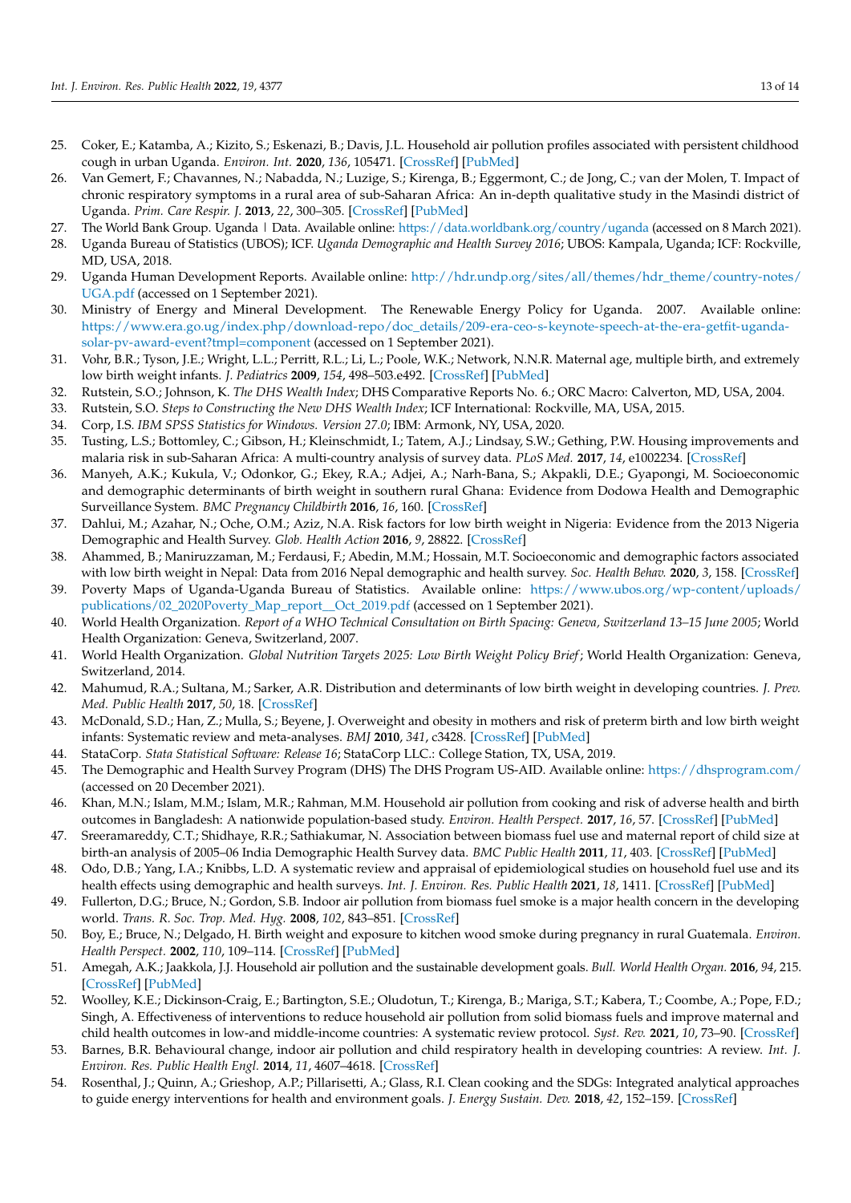25. Coker, E.; Katamba, A.; Kizito, S.; Eskenazi, B.; Davis, J.L. Household air pollution profiles associated with persistent childhood cough in urban Uganda. *Environ. Int.* **2020**, *136*, 105471. [CrossRef] [PubMed]
26. Van Gemert, F.; Chavannes, N.; Nabadda, N.; Luzige, S.; Kirenga, B.; Eggermont, C.; de Jong, C.; van der Molen, T. Impact of chronic respiratory symptoms in a rural area of sub-Saharan Africa: An in-depth qualitative study in the Masindi district of Uganda. *Prim. Care Respir. J.* **2013**, *22*, 300–305. [CrossRef] [PubMed]
27. The World Bank Group. Uganda | Data. Available online: https://data.worldbank.org/country/uganda (accessed on 8 March 2021).
28. Uganda Bureau of Statistics (UBOS); ICF. *Uganda Demographic and Health Survey 2016*; UBOS: Kampala, Uganda; ICF: Rockville, MD, USA, 2018.
29. Uganda Human Development Reports. Available online: http://hdr.undp.org/sites/all/themes/hdr_theme/country-notes/UGA.pdf (accessed on 1 September 2021).
30. Ministry of Energy and Mineral Development. The Renewable Energy Policy for Uganda. 2007. Available online: https://www.era.go.ug/index.php/download-repo/doc_details/209-era-ceo-s-keynote-speech-at-the-era-getfit-uganda-solar-pv-award-event?tmpl=component (accessed on 1 September 2021).
31. Vohr, B.R.; Tyson, J.E.; Wright, L.L.; Perritt, R.L.; Li, L.; Poole, W.K.; Network, N.N.R. Maternal age, multiple birth, and extremely low birth weight infants. *J. Pediatrics* **2009**, *154*, 498–503.e492. [CrossRef] [PubMed]
32. Rutstein, S.O.; Johnson, K. *The DHS Wealth Index*; DHS Comparative Reports No. 6.; ORC Macro: Calverton, MD, USA, 2004.
33. Rutstein, S.O. *Steps to Constructing the New DHS Wealth Index*; ICF International: Rockville, MA, USA, 2015.
34. Corp, I.S. *IBM SPSS Statistics for Windows. Version 27.0*; IBM: Armonk, NY, USA, 2020.
35. Tusting, L.S.; Bottomley, C.; Gibson, H.; Kleinschmidt, I.; Tatem, A.J.; Lindsay, S.W.; Gething, P.W. Housing improvements and malaria risk in sub-Saharan Africa: A multi-country analysis of survey data. *PLoS Med.* **2017**, *14*, e1002234. [CrossRef]
36. Manyeh, A.K.; Kukula, V.; Odonkor, G.; Ekey, R.A.; Adjei, A.; Narh-Bana, S.; Akpakli, D.E.; Gyapongi, M. Socioeconomic and demographic determinants of birth weight in southern rural Ghana: Evidence from Dodowa Health and Demographic Surveillance System. *BMC Pregnancy Childbirth* **2016**, *16*, 160. [CrossRef]
37. Dahlui, M.; Azahar, N.; Oche, O.M.; Aziz, N.A. Risk factors for low birth weight in Nigeria: Evidence from the 2013 Nigeria Demographic and Health Survey. *Glob. Health Action* **2016**, *9*, 28822. [CrossRef]
38. Ahammed, B.; Maniruzzaman, M.; Ferdausi, F.; Abedin, M.M.; Hossain, M.T. Socioeconomic and demographic factors associated with low birth weight in Nepal: Data from 2016 Nepal demographic and health survey. *Soc. Health Behav.* **2020**, *3*, 158. [CrossRef]
39. Poverty Maps of Uganda-Uganda Bureau of Statistics. Available online: https://www.ubos.org/wp-content/uploads/publications/02_2020Poverty_Map_report__Oct_2019.pdf (accessed on 1 September 2021).
40. World Health Organization. *Report of a WHO Technical Consultation on Birth Spacing: Geneva, Switzerland 13–15 June 2005*; World Health Organization: Geneva, Switzerland, 2007.
41. World Health Organization. *Global Nutrition Targets 2025: Low Birth Weight Policy Brief*; World Health Organization: Geneva, Switzerland, 2014.
42. Mahumud, R.A.; Sultana, M.; Sarker, A.R. Distribution and determinants of low birth weight in developing countries. *J. Prev. Med. Public Health* **2017**, *50*, 18. [CrossRef]
43. McDonald, S.D.; Han, Z.; Mulla, S.; Beyene, J. Overweight and obesity in mothers and risk of preterm birth and low birth weight infants: Systematic review and meta-analyses. *BMJ* **2010**, *341*, c3428. [CrossRef] [PubMed]
44. StataCorp. *Stata Statistical Software: Release 16*; StataCorp LLC.: College Station, TX, USA, 2019.
45. The Demographic and Health Survey Program (DHS) The DHS Program US-AID. Available online: https://dhsprogram.com/ (accessed on 20 December 2021).
46. Khan, M.N.; Islam, M.M.; Islam, M.R.; Rahman, M.M. Household air pollution from cooking and risk of adverse health and birth outcomes in Bangladesh: A nationwide population-based study. *Environ. Health Perspect.* **2017**, *16*, 57. [CrossRef] [PubMed]
47. Sreeramareddy, C.T.; Shidhaye, R.R.; Sathiakumar, N. Association between biomass fuel use and maternal report of child size at birth-an analysis of 2005–06 India Demographic Health Survey data. *BMC Public Health* **2011**, *11*, 403. [CrossRef] [PubMed]
48. Odo, D.B.; Yang, I.A.; Knibbs, L.D. A systematic review and appraisal of epidemiological studies on household fuel use and its health effects using demographic and health surveys. *Int. J. Environ. Res. Public Health* **2021**, *18*, 1411. [CrossRef] [PubMed]
49. Fullerton, D.G.; Bruce, N.; Gordon, S.B. Indoor air pollution from biomass fuel smoke is a major health concern in the developing world. *Trans. R. Soc. Trop. Med. Hyg.* **2008**, *102*, 843–851. [CrossRef]
50. Boy, E.; Bruce, N.; Delgado, H. Birth weight and exposure to kitchen wood smoke during pregnancy in rural Guatemala. *Environ. Health Perspect.* **2002**, *110*, 109–114. [CrossRef] [PubMed]
51. Amegah, A.K.; Jaakkola, J.J. Household air pollution and the sustainable development goals. *Bull. World Health Organ.* **2016**, *94*, 215. [CrossRef] [PubMed]
52. Woolley, K.E.; Dickinson-Craig, E.; Bartington, S.E.; Oludotun, T.; Kirenga, B.; Mariga, S.T.; Kabera, T.; Coombe, A.; Pope, F.D.; Singh, A. Effectiveness of interventions to reduce household air pollution from solid biomass fuels and improve maternal and child health outcomes in low-and middle-income countries: A systematic review protocol. *Syst. Rev.* **2021**, *10*, 73–90. [CrossRef]
53. Barnes, B.R. Behavioural change, indoor air pollution and child respiratory health in developing countries: A review. *Int. J. Environ. Res. Public Health Engl.* **2014**, *11*, 4607–4618. [CrossRef]
54. Rosenthal, J.; Quinn, A.; Grieshop, A.P.; Pillarisetti, A.; Glass, R.I. Clean cooking and the SDGs: Integrated analytical approaches to guide energy interventions for health and environment goals. *J. Energy Sustain. Dev.* **2018**, *42*, 152–159. [CrossRef]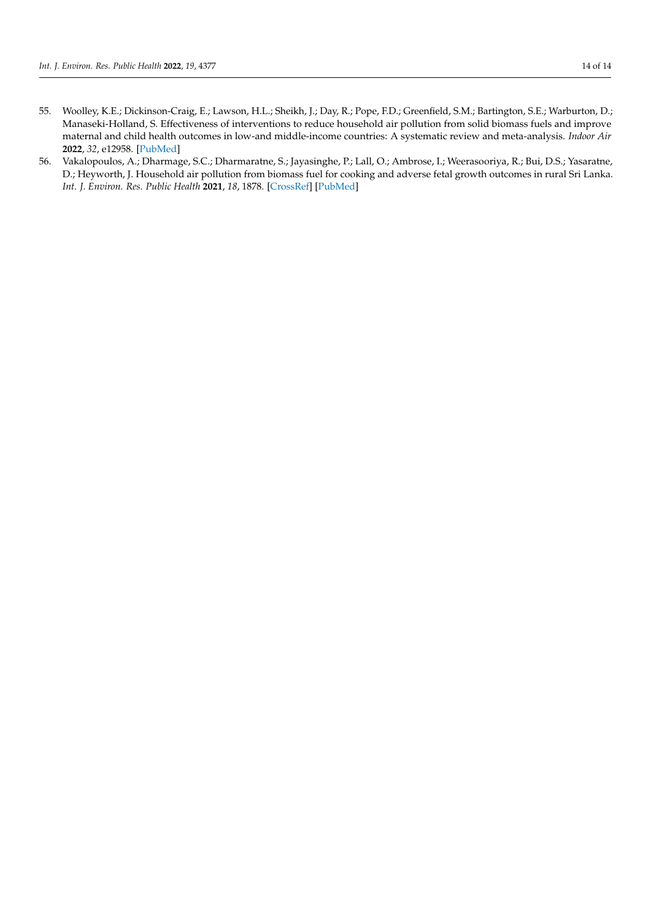55. Woolley, K.E.; Dickinson-Craig, E.; Lawson, H.L.; Sheikh, J.; Day, R.; Pope, F.D.; Greenfield, S.M.; Bartington, S.E.; Warburton, D.; Manaseki-Holland, S. Effectiveness of interventions to reduce household air pollution from solid biomass fuels and improve maternal and child health outcomes in low-and middle-income countries: A systematic review and meta-analysis. *Indoor Air* **2022**, *32*, e12958. [PubMed]
56. Vakalopoulos, A.; Dharmage, S.C.; Dharmaratne, S.; Jayasinghe, P.; Lall, O.; Ambrose, I.; Weerasooriya, R.; Bui, D.S.; Yasaratne, D.; Heyworth, J. Household air pollution from biomass fuel for cooking and adverse fetal growth outcomes in rural Sri Lanka. *Int. J. Environ. Res. Public Health* **2021**, *18*, 1878. [CrossRef] [PubMed]